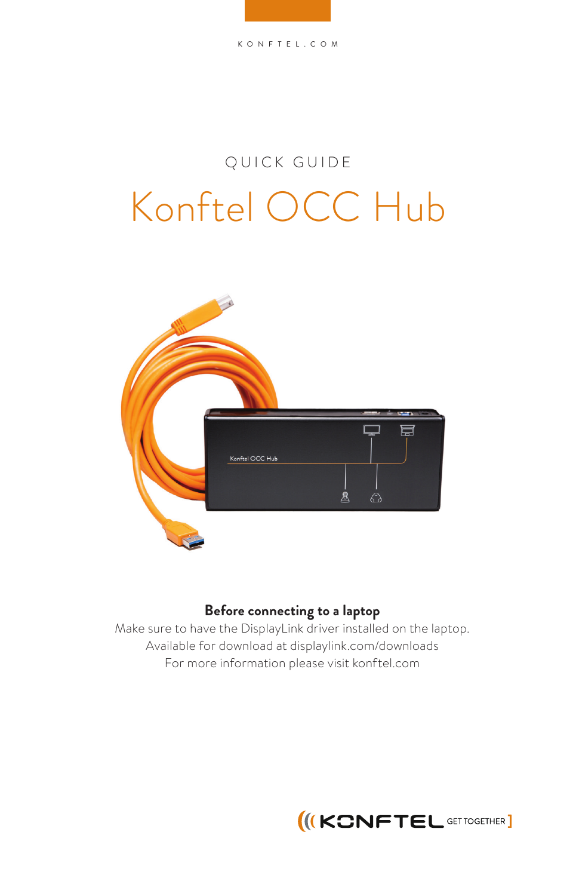KONFTEL.COM

QUICK GUIDE

# Konftel OCC Hub

**Before connecting to a laptop**

Make sure to have the DisplayLink driver installed on the laptop.
Available for download at displaylink.com/downloads
For more information please visit konftel.com

KONFTEL GET TOGETHER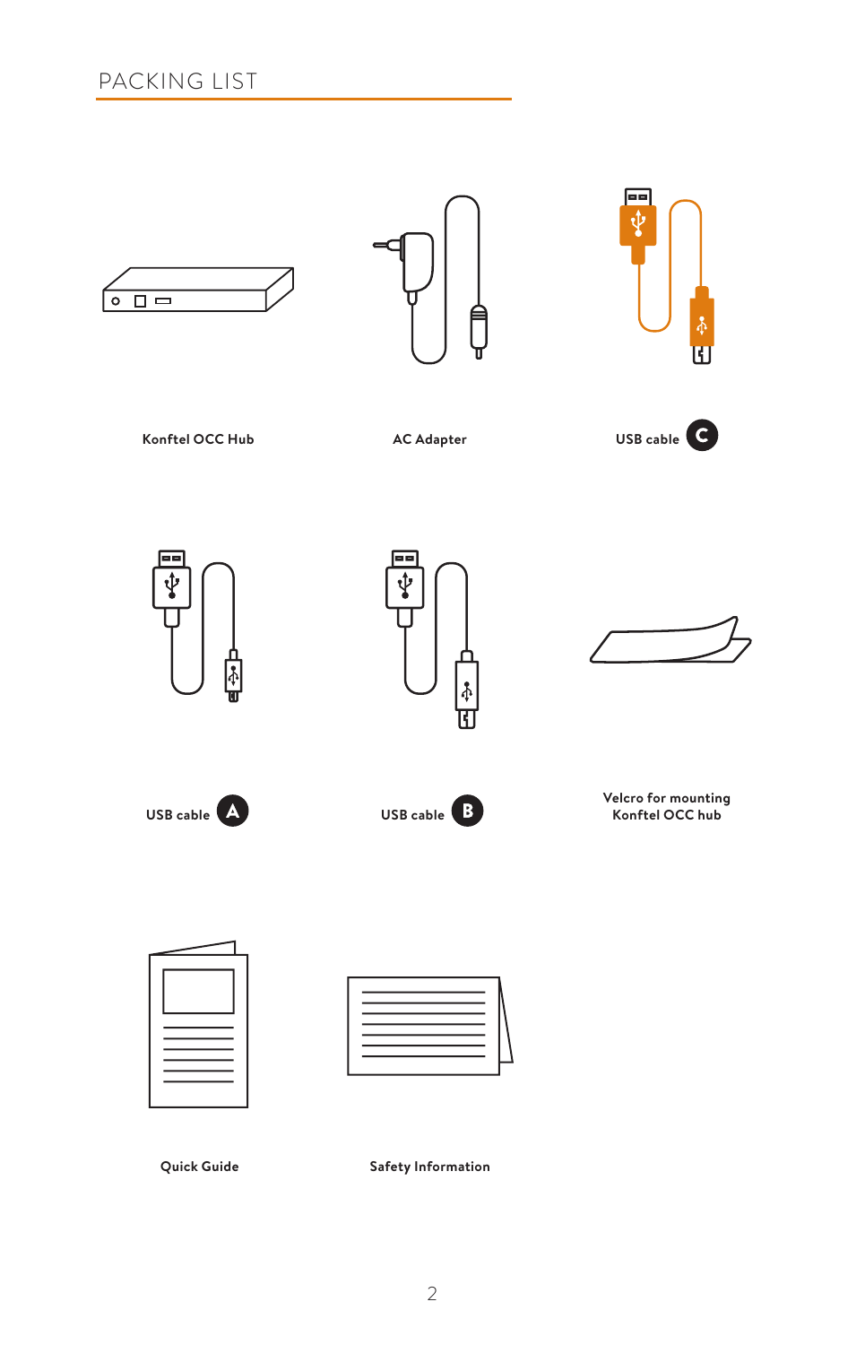# PACKING LIST

**Konftel OCC Hub**

**AC Adapter**

**USB cable C**

**USB cable A**

**USB cable B**

**Velcro for mounting Konftel OCC hub**

**Quick Guide**

**Safety Information**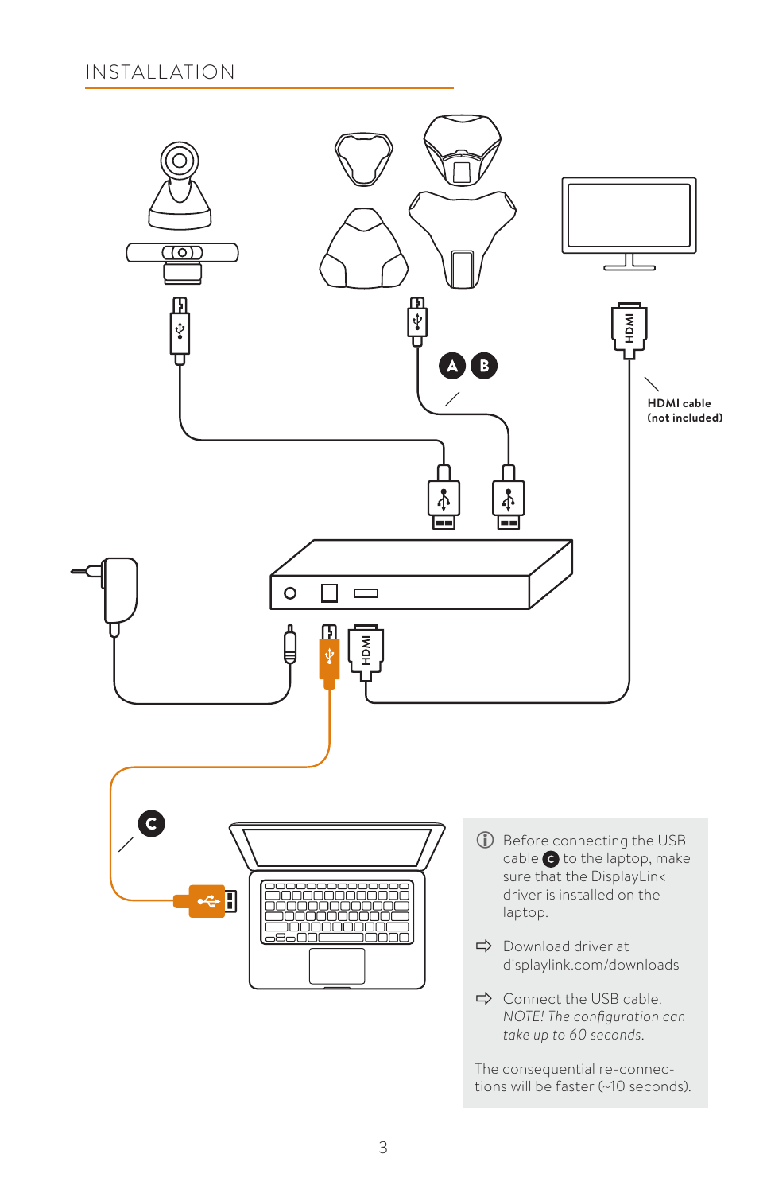## INSTALLATION

A B

HDMI cable (not included)

C

ⓘ Before connecting the USB cable C to the laptop, make sure that the DisplayLink driver is installed on the laptop.

⇨ Download driver at displaylink.com/downloads

⇨ Connect the USB cable. *NOTE! The configuration can take up to 60 seconds.*

The consequential re-connections will be faster (~10 seconds).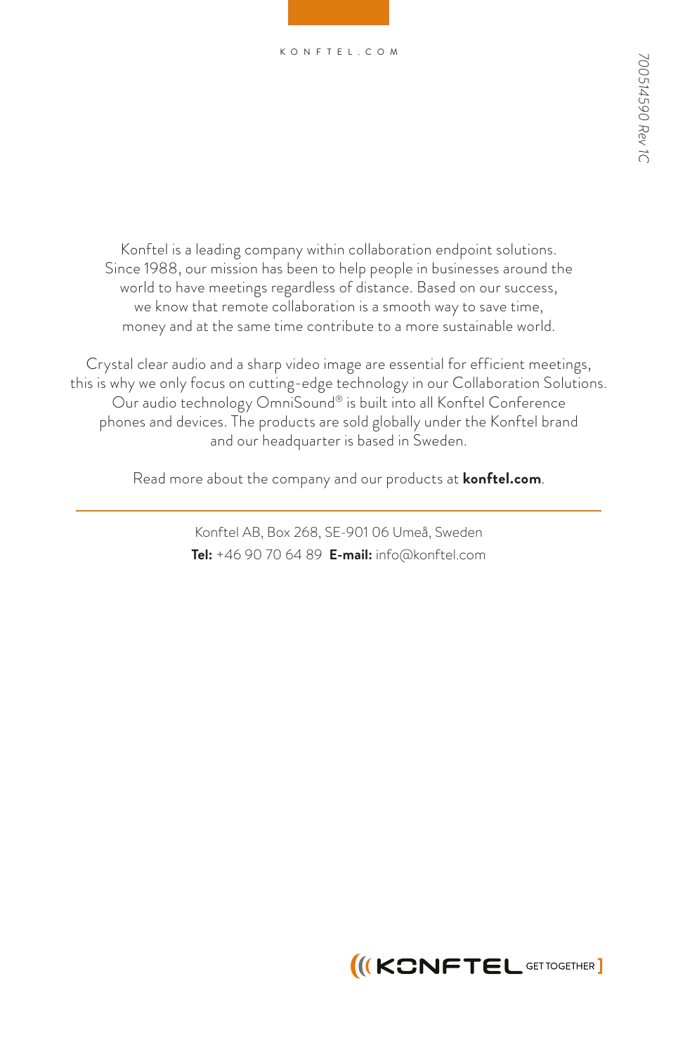KONFTEL.COM

700514590 Rev 1C

Konftel is a leading company within collaboration endpoint solutions. Since 1988, our mission has been to help people in businesses around the world to have meetings regardless of distance. Based on our success, we know that remote collaboration is a smooth way to save time, money and at the same time contribute to a more sustainable world.

Crystal clear audio and a sharp video image are essential for efficient meetings, this is why we only focus on cutting-edge technology in our Collaboration Solutions. Our audio technology OmniSound® is built into all Konftel Conference phones and devices. The products are sold globally under the Konftel brand and our headquarter is based in Sweden.

Read more about the company and our products at **konftel.com**.

---

Konftel AB, Box 268, SE-901 06 Umeå, Sweden
**Tel:** +46 90 70 64 89 **E-mail:** info@konftel.com

KONFTEL GET TOGETHER